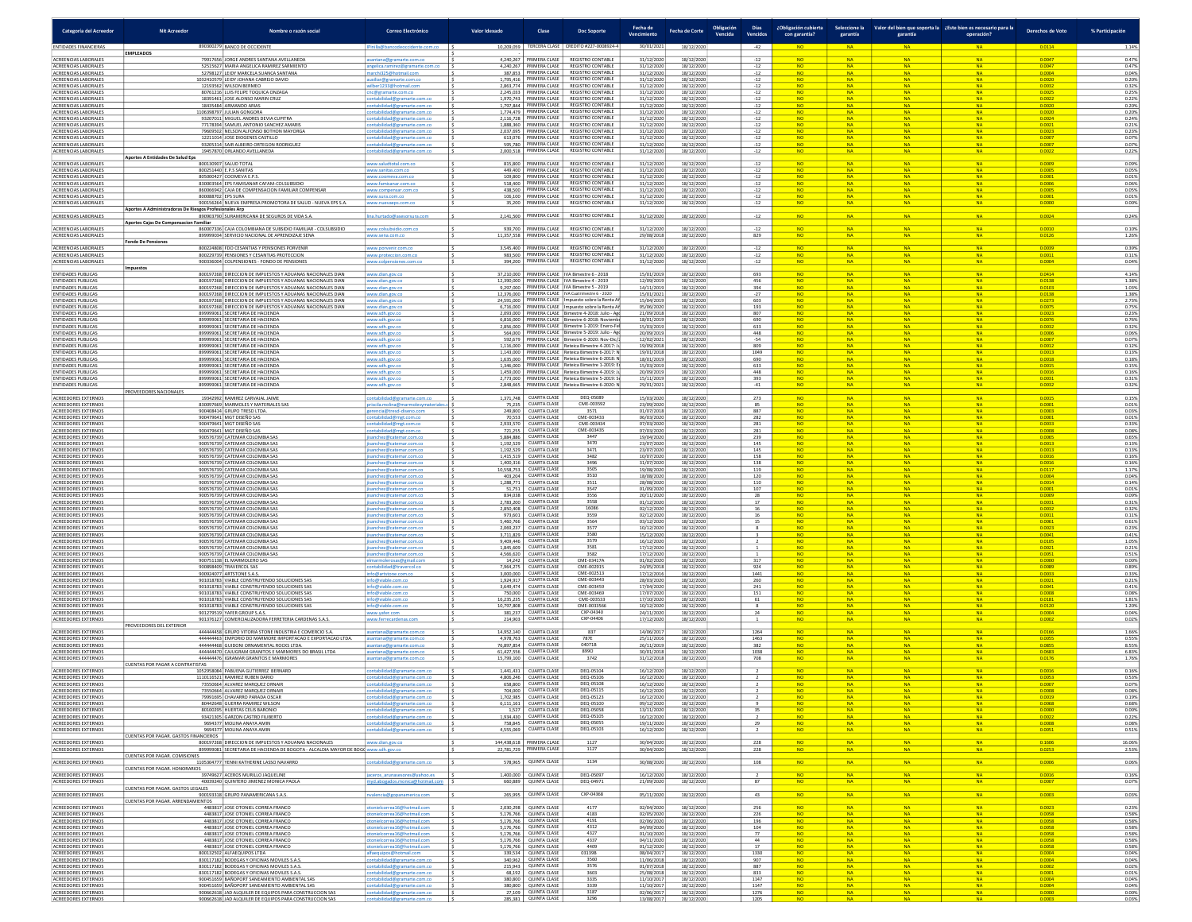| Categoría del Acreedor | Nit Acreedor | Nombre o razón social | Correo Electrónico | Valor Idexado | Clase | Doc Soporte | Fecha de Vencimiento | Fecha de Corte | Obligación Vencida | Días Vencidos | ¿Obligación cubierta con garantía? | Seleccione la garantía | Valor del bien que soporta la garantía | ¿Este bien es necesario para la operación? | Derechos de Voto | % Participación |
|---|---|---|---|---|---|---|---|---|---|---|---|---|---|---|---|---|
| ENTIDADES FINANCIERAS | 890300279 | BANCO DE OCCIDENTE | lfmilla@bancodeoccidente.com.co | $ 10,209,059 | TERCERA CLASE | CREDITO #227-0008924-4 | 30/01/2021 | 18/12/2020 | | -42 | NO | NA | NA | NA | 0.0114 | 1.14% |
| | EMPLEADOS | | | | | | | | | | | | | | | |
| ACREENCIAS LABORALES | 79917656 | JORGE ANDRES SANTANA AVELLANEDA | asantana@gramarte.com.co | $ 4,240,267 | PRIMERA CLASE | REGISTRO CONTABLE | 31/12/2020 | 18/12/2020 | | -12 | NO | NA | NA | NA | 0.0047 | 0.47% |
| ACREENCIAS LABORALES | 52515627 | MARIA ANGELICA RAMIREZ SARMIENTO | angelica.ramirez@gramarte.com.co | $ 4,240,267 | PRIMERA CLASE | REGISTRO CONTABLE | 31/12/2020 | 18/12/2020 | | -12 | NO | NA | NA | NA | 0.0047 | 0.47% |
| ACREENCIAS LABORALES | 52798127 | LEIDY MARCELA SUANCA SANTANA | marchi325@hotmail.com | $ 387,853 | PRIMERA CLASE | REGISTRO CONTABLE | 31/12/2020 | 18/12/2020 | | -12 | NO | NA | NA | NA | 0.0004 | 0.04% |
| ACREENCIAS LABORALES | 1032410579 | LEIDY JOHANA CABREJO DAVID | auxiliar@gramarte.com.co | $ 1,795,416 | PRIMERA CLASE | REGISTRO CONTABLE | 31/12/2020 | 18/12/2020 | | -12 | NO | NA | NA | NA | 0.0020 | 0.20% |
| ACREENCIAS LABORALES | 12193562 | WILSON BERMEO | wilber1233@hotmail.com | $ 2,863,774 | PRIMERA CLASE | REGISTRO CONTABLE | 31/12/2020 | 18/12/2020 | | -12 | NO | NA | NA | NA | 0.0032 | 0.32% |
| ACREENCIAS LABORALES | 80761216 | LUIS FELIPE TOQUICA ONZAGA | cnc@gramarte.com.co | $ 2,245,033 | PRIMERA CLASE | REGISTRO CONTABLE | 31/12/2020 | 18/12/2020 | | -12 | NO | NA | NA | NA | 0.0025 | 0.25% |
| ACREENCIAS LABORALES | 18391461 | JOSE ALONSO MARIN CRUZ | contabilidad@gramarte.com.co | $ 1,970,743 | PRIMERA CLASE | REGISTRO CONTABLE | 31/12/2020 | 18/12/2020 | | -12 | NO | NA | NA | NA | 0.0022 | 0.22% |
| ACREENCIAS LABORALES | 18435484 | ARMANDO ARIAS | contabilidad@gramarte.com.co | $ 1,797,844 | PRIMERA CLASE | REGISTRO CONTABLE | 31/12/2020 | 18/12/2020 | | -12 | NO | NA | NA | NA | 0.0020 | 0.20% |
| ACREENCIAS LABORALES | 1106398797 | JULIAN GONGORA | contabilidad@gramarte.com.co | $ 1,774,479 | PRIMERA CLASE | REGISTRO CONTABLE | 31/12/2020 | 18/12/2020 | | -12 | NO | NA | NA | NA | 0.0020 | 0.20% |
| ACREENCIAS LABORALES | 93207011 | MIGUEL ANDRES DEVIA CUPITRA | contabilidad@gramarte.com.co | $ 2,116,728 | PRIMERA CLASE | REGISTRO CONTABLE | 31/12/2020 | 18/12/2020 | | -12 | NO | NA | NA | NA | 0.0024 | 0.24% |
| ACREENCIAS LABORALES | 77178394 | SAMUEL ANTONIO SANCHEZ AMARIS | contabilidad@gramarte.com.co | $ 1,888,360 | PRIMERA CLASE | REGISTRO CONTABLE | 31/12/2020 | 18/12/2020 | | -12 | NO | NA | NA | NA | 0.0021 | 0.21% |
| ACREENCIAS LABORALES | 79609502 | NELSON ALFONSO BOTHON MAYORGA | contabilidad@gramarte.com.co | $ 2,037,695 | PRIMERA CLASE | REGISTRO CONTABLE | 31/12/2020 | 18/12/2020 | | -12 | NO | NA | NA | NA | 0.0023 | 0.23% |
| ACREENCIAS LABORALES | 12211014 | JOSE DIOGENES CASTILLO | contabilidad@gramarte.com.co | $ 613,076 | PRIMERA CLASE | REGISTRO CONTABLE | 31/12/2020 | 18/12/2020 | | -12 | NO | NA | NA | NA | 0.0007 | 0.07% |
| ACREENCIAS LABORALES | 93205314 | SAIR ALBEIRO ORTEGON RODRIGUEZ | contabilidad@gramarte.com.co | $ 595,780 | PRIMERA CLASE | REGISTRO CONTABLE | 31/12/2020 | 18/12/2020 | | -12 | NO | NA | NA | NA | 0.0007 | 0.07% |
| ACREENCIAS LABORALES | 19457870 | ORLANDO AVELLANEDA | contabilidad@gramarte.com.co | $ 2,000,518 | PRIMERA CLASE | REGISTRO CONTABLE | 31/12/2020 | 18/12/2020 | | -12 | NO | NA | NA | NA | 0.0022 | 0.22% |
| | Aportes A Entidades De Salud Eps | | | | | | | | | | | | | | | |
| ACREENCIAS LABORALES | 800130907 | SALUD TOTAL | www.saludtotal.com.co | $ 815,800 | PRIMERA CLASE | REGISTRO CONTABLE | 31/12/2020 | 18/12/2020 | | -12 | NO | NA | NA | NA | 0.0009 | 0.09% |
| ACREENCIAS LABORALES | 800251440 | E.P.S SANITAS | www.sanitas.com.co | $ 449,400 | PRIMERA CLASE | REGISTRO CONTABLE | 31/12/2020 | 18/12/2020 | | -12 | NO | NA | NA | NA | 0.0005 | 0.05% |
| ACREENCIAS LABORALES | 805000427 | COOMEVA E.P.S. | www.coomeva.com.co | $ 109,800 | PRIMERA CLASE | REGISTRO CONTABLE | 31/12/2020 | 18/12/2020 | | -12 | NO | NA | NA | NA | 0.0001 | 0.01% |
| ACREENCIAS LABORALES | 830003564 | EPS FAMISANAR CAFAM-COLSUBSIDIO | www.famisanar.com.co | $ 518,400 | PRIMERA CLASE | REGISTRO CONTABLE | 31/12/2020 | 18/12/2020 | | -12 | NO | NA | NA | NA | 0.0006 | 0.06% |
| ACREENCIAS LABORALES | 860066942 | CAJA DE COMPENSACION FAMILIAR COMPENSAR | www.compensar.com.co | $ 438,500 | PRIMERA CLASE | REGISTRO CONTABLE | 31/12/2020 | 18/12/2020 | | -12 | NO | NA | NA | NA | 0.0005 | 0.05% |
| ACREENCIAS LABORALES | 800088702 | EPS SURA | www.sura.com.co | $ 106,100 | PRIMERA CLASE | REGISTRO CONTABLE | 31/12/2020 | 18/12/2020 | | -12 | NO | NA | NA | NA | 0.0001 | 0.01% |
| ACREENCIAS LABORALES | 900156264 | NUEVA EMPRESA PROMOTORA DE SALUD - NUEVA EPS S.A. | www.nuevaeps.com.co | $ 35,200 | PRIMERA CLASE | REGISTRO CONTABLE | 31/12/2020 | 18/12/2020 | | -12 | NO | NA | NA | NA | 0.0000 | 0.00% |
| | Aportes A Administradoras De Riesgos Profesionales Arp | | | | | | | | | | | | | | | |
| ACREENCIAS LABORALES | 890903790 | SURAMERICANA DE SEGUROS DE VIDA S.A. | lina.hurtado@suesorsura.com | $ 2,141,500 | PRIMERA CLASE | REGISTRO CONTABLE | 31/12/2020 | 18/12/2020 | | -12 | NO | NA | NA | NA | 0.0024 | 0.24% |
| | Aportes Cajas De Compensacion Familiar | | | | | | | | | | | | | | | |
| ACREENCIAS LABORALES | 860007336 | CAJA COLOMBIANA DE SUBSIDIO FAMILIAR - COLSUBSIDIO | www.colsubsidio.com.co | $ 939,700 | PRIMERA CLASE | REGISTRO CONTABLE | 31/12/2020 | 18/12/2020 | | -12 | NO | NA | NA | NA | 0.0010 | 0.10% |
| ACREENCIAS LABORALES | 899999034 | SERVICIO NACIONAL DE APRENDIZAJE SENA | www.sena.com.co | $ 11,357,558 | PRIMERA CLASE | REGISTRO CONTABLE | 29/08/2018 | 18/12/2020 | | 829 | NO | NA | NA | NA | 0.0126 | 1.26% |
| | Fondo De Pensiones | | | | | | | | | | | | | | | |
| ACREENCIAS LABORALES | 800224808 | FDO CESANTIAS Y PENSIONES PORVENIR | www.porvenir.com.co | $ 3,545,400 | PRIMERA CLASE | REGISTRO CONTABLE | 31/12/2020 | 18/12/2020 | | -12 | NO | NA | NA | NA | 0.0039 | 0.39% |
| ACREENCIAS LABORALES | 800229739 | PENSIONES Y CESANTIAS PROTECCION | www.proteccion.com.co | $ 983,500 | PRIMERA CLASE | REGISTRO CONTABLE | 31/12/2020 | 18/12/2020 | | -12 | NO | NA | NA | NA | 0.0011 | 0.11% |
| ACREENCIAS LABORALES | 900336004 | COLPENSIONES - FONDO DE PENSIONES | www.colpensiones.com.co | $ 394,200 | PRIMERA CLASE | REGISTRO CONTABLE | 31/12/2020 | 18/12/2020 | | -12 | NO | NA | NA | NA | 0.0004 | 0.04% |
| | Impuestos | | | | | | | | | | | | | | | |
| ENTIDADES PUBLICAS | 800197268 | DIRECCION DE IMPUESTOS Y ADUANAS NACIONALES DIAN | www.dian.gov.co | $ 37,210,000 | PRIMERA CLASE | IVA Bimestre 6 - 2018 | 15/01/2019 | 18/12/2020 | | 693 | NO | NA | NA | NA | 0.0414 | 4.14% |
| ENTIDADES PUBLICAS | 800197268 | DIRECCION DE IMPUESTOS Y ADUANAS NACIONALES DIAN | www.dian.gov.co | $ 12,390,000 | PRIMERA CLASE | IVA Bimestre 4 - 2019 | 12/09/2019 | 18/12/2020 | | 456 | NO | NA | NA | NA | 0.0138 | 1.38% |
| ENTIDADES PUBLICAS | 800197268 | DIRECCION DE IMPUESTOS Y ADUANAS NACIONALES DIAN | www.dian.gov.co | $ 9,297,000 | PRIMERA CLASE | IVA Bimestre 5 - 2019 | 14/11/2019 | 18/12/2020 | | 394 | NO | NA | NA | NA | 0.0103 | 1.03% |
| ENTIDADES PUBLICAS | 800197268 | DIRECCION DE IMPUESTOS Y ADUANAS NACIONALES DIAN | www.dian.gov.co | $ 12,376,000 | PRIMERA CLASE | IVA Cuatrimestre 6 - 2020 | 15/01/2021 | 18/12/2020 | | -27 | NO | NA | NA | NA | 0.0138 | 1.38% |
| ENTIDADES PUBLICAS | 800197268 | DIRECCION DE IMPUESTOS Y ADUANAS NACIONALES DIAN | www.dian.gov.co | $ 24,591,000 | PRIMERA CLASE | Impuesto sobre la Renta Añ | 15/04/2019 | 18/12/2020 | | 603 | NO | NA | NA | NA | 0.0273 | 2.73% |
| ENTIDADES PUBLICAS | 800197268 | DIRECCION DE IMPUESTOS Y ADUANAS NACIONALES DIAN | www.dian.gov.co | $ 6,716,000 | PRIMERA CLASE | Impuesto sobre la Renta Añ | 05/06/2020 | 18/12/2020 | | 193 | NO | NA | NA | NA | 0.0075 | 0.75% |
| ENTIDADES PUBLICAS | 899999061 | SECRETARIA DE HACIENDA | www.sdh.gov.co | $ 2,093,000 | PRIMERA CLASE | Bimestre 4-2018: Julio - Ago | 21/09/2018 | 18/12/2020 | | 807 | NO | NA | NA | NA | 0.0023 | 0.23% |
| ENTIDADES PUBLICAS | 899999061 | SECRETARIA DE HACIENDA | www.sdh.gov.co | $ 6,816,000 | PRIMERA CLASE | Bimestre 6-2018: Noviembre | 18/01/2019 | 18/12/2020 | | 690 | NO | NA | NA | NA | 0.0076 | 0.76% |
| ENTIDADES PUBLICAS | 899999061 | SECRETARIA DE HACIENDA | www.sdh.gov.co | $ 2,856,000 | PRIMERA CLASE | Bimestre 1-2019: Enero-Feb | 15/03/2019 | 18/12/2020 | | 633 | NO | NA | NA | NA | 0.0032 | 0.32% |
| ENTIDADES PUBLICAS | 899999061 | SECRETARIA DE HACIENDA | www.sdh.gov.co | $ 564,000 | PRIMERA CLASE | Bimestre 3-2019: Julio - Ago | 20/09/2019 | 18/12/2020 | | 448 | NO | NA | NA | NA | 0.0006 | 0.06% |
| ENTIDADES PUBLICAS | 899999061 | SECRETARIA DE HACIENDA | www.sdh.gov.co | $ 592,679 | PRIMERA CLASE | Bimestre 6-2020: Nov-Dic/2 | 12/02/2021 | 18/12/2020 | | -54 | NO | NA | NA | NA | 0.0007 | 0.07% |
| ENTIDADES PUBLICAS | 899999061 | SECRETARIA DE HACIENDA | www.sdh.gov.co | $ 1,116,000 | PRIMERA CLASE | Reteica Bimestre 4-2017: J | 19/09/2018 | 18/12/2020 | | 809 | NO | NA | NA | NA | 0.0012 | 0.12% |
| ENTIDADES PUBLICAS | 899999061 | SECRETARIA DE HACIENDA | www.sdh.gov.co | $ 1,143,000 | PRIMERA CLASE | Reteica Bimestre 6-2017: N | 19/01/2018 | 18/12/2020 | | 1049 | NO | NA | NA | NA | 0.0013 | 0.13% |
| ENTIDADES PUBLICAS | 899999061 | SECRETARIA DE HACIENDA | www.sdh.gov.co | $ 1,635,000 | PRIMERA CLASE | Reteica Bimestre 6-2018: N | 18/01/2019 | 18/12/2020 | | 690 | NO | NA | NA | NA | 0.0018 | 0.18% |
| ENTIDADES PUBLICAS | 899999061 | SECRETARIA DE HACIENDA | www.sdh.gov.co | $ 1,346,000 | PRIMERA CLASE | Reteica Bimestre 1-2019: E | 15/03/2019 | 18/12/2020 | | 633 | NO | NA | NA | NA | 0.0015 | 0.15% |
| ENTIDADES PUBLICAS | 899999061 | SECRETARIA DE HACIENDA | www.sdh.gov.co | $ 1,459,000 | PRIMERA CLASE | Reteica Bimestre 4-2019: J | 20/09/2019 | 18/12/2020 | | 448 | NO | NA | NA | NA | 0.0016 | 0.16% |
| ENTIDADES PUBLICAS | 899999061 | SECRETARIA DE HACIENDA | www.sdh.gov.co | $ 2,773,000 | PRIMERA CLASE | Reteica Bimestre 5-2019: S | 15/11/2019 | 18/12/2020 | | 393 | NO | NA | NA | NA | 0.0031 | 0.31% |
| ENTIDADES PUBLICAS | 899999061 | SECRETARIA DE HACIENDA | www.sdh.gov.co | $ 2,848,665 | PRIMERA CLASE | Reteica Bimestre 5-2020: N | 29/01/2021 | 18/12/2020 | | -41 | NO | NA | NA | NA | 0.0032 | 0.32% |
| | PROVEEDORES NACIONALES | | | | | | | | | | | | | | | |
| ACREEDORES EXTERNOS | 19342992 | RAMIREZ CARVAJAL JAIME | contabilidad@gramarte.com.co | $ 1,371,748 | CUARTA CLASE | DEQ-05089 | 15/03/2020 | 18/12/2020 | | 273 | NO | NA | NA | NA | 0.0015 | 0.15% |
| ACREEDORES EXTERNOS | 830097859 | MARMOLES Y MATERIALES SAS | priscila.molina@marmolesymateriales.c | $ 75,235 | CUARTA CLASE | CME-003592 | 23/09/2020 | 18/12/2020 | | 85 | NO | NA | NA | NA | 0.0001 | 0.01% |
| ACREEDORES EXTERNOS | 900468414 | GRUPO TRESD LTDA. | gerencia@tresd-diseno.com | $ 249,800 | CUARTA CLASE | 3571 | 01/07/2018 | 18/12/2020 | | 887 | NO | NA | NA | NA | 0.0003 | 0.03% |
| ACREEDORES EXTERNOS | 900479641 | MGT DISEÑO SAS | contabilidad@mgt.com.co | $ 70,553 | CUARTA CLASE | CME-003433 | 06/03/2020 | 18/12/2020 | | 282 | NO | NA | NA | NA | 0.0001 | 0.01% |
| ACREEDORES EXTERNOS | 900479641 | MGT DISEÑO SAS | contabilidad@mgt.com.co | $ 2,933,570 | CUARTA CLASE | CME-003434 | 07/03/2020 | 18/12/2020 | | 281 | NO | NA | NA | NA | 0.0033 | 0.33% |
| ACREEDORES EXTERNOS | 900479641 | MGT DISEÑO SAS | contabilidad@mgt.com.co | $ 721,255 | CUARTA CLASE | CME-003435 | 07/03/2020 | 18/12/2020 | | 281 | NO | NA | NA | NA | 0.0008 | 0.08% |
| ACREEDORES EXTERNOS | 900576739 | CATEMAR COLOMBIA SAS | jsanchez@catemar.com.co | $ 5,884,886 | CUARTA CLASE | 3447 | 19/04/2020 | 18/12/2020 | | 239 | NO | NA | NA | NA | 0.0065 | 0.65% |
| ACREEDORES EXTERNOS | 900576739 | CATEMAR COLOMBIA SAS | jsanchez@catemar.com.co | $ 1,192,529 | CUARTA CLASE | 3470 | 23/07/2020 | 18/12/2020 | | 145 | NO | NA | NA | NA | 0.0013 | 0.13% |
| ACREEDORES EXTERNOS | 900576739 | CATEMAR COLOMBIA SAS | jsanchez@catemar.com.co | $ 1,192,529 | CUARTA CLASE | 3471 | 23/07/2020 | 18/12/2020 | | 145 | NO | NA | NA | NA | 0.0013 | 0.13% |
| ACREEDORES EXTERNOS | 900576739 | CATEMAR COLOMBIA SAS | jsanchez@catemar.com.co | $ 1,415,519 | CUARTA CLASE | 3482 | 10/07/2020 | 18/12/2020 | | 158 | NO | NA | NA | NA | 0.0016 | 0.16% |
| ACREEDORES EXTERNOS | 900576739 | CATEMAR COLOMBIA SAS | jsanchez@catemar.com.co | $ 1,400,316 | CUARTA CLASE | 3496 | 31/07/2020 | 18/12/2020 | | 138 | NO | NA | NA | NA | 0.0016 | 0.16% |
| ACREEDORES EXTERNOS | 900576739 | CATEMAR COLOMBIA SAS | jsanchez@catemar.com.co | $ 10,558,753 | CUARTA CLASE | 3505 | 19/08/2020 | 18/12/2020 | | 119 | NO | NA | NA | NA | 0.0117 | 1.17% |
| ACREEDORES EXTERNOS | 900576739 | CATEMAR COLOMBIA SAS | jsanchez@catemar.com.co | $ 403,204 | CUARTA CLASE | 3510 | 18/08/2020 | 18/12/2020 | | 120 | NO | NA | NA | NA | 0.0004 | 0.04% |
| ACREEDORES EXTERNOS | 900576739 | CATEMAR COLOMBIA SAS | jsanchez@catemar.com.co | $ 1,288,771 | CUARTA CLASE | 3511 | 28/08/2020 | 18/12/2020 | | 110 | NO | NA | NA | NA | 0.0014 | 0.14% |
| ACREEDORES EXTERNOS | 900576739 | CATEMAR COLOMBIA SAS | jsanchez@catemar.com.co | $ 51,751 | CUARTA CLASE | 3547 | 01/09/2020 | 18/12/2020 | | 107 | NO | NA | NA | NA | 0.0001 | 0.01% |
| ACREEDORES EXTERNOS | 900576739 | CATEMAR COLOMBIA SAS | jsanchez@catemar.com.co | $ 834,038 | CUARTA CLASE | 3556 | 20/11/2020 | 18/12/2020 | | 28 | NO | NA | NA | NA | 0.0009 | 0.09% |
| ACREEDORES EXTERNOS | 900576739 | CATEMAR COLOMBIA SAS | jsanchez@catemar.com.co | $ 2,783,200 | CUARTA CLASE | 3558 | 01/12/2020 | 18/12/2020 | | 17 | NO | NA | NA | NA | 0.0031 | 0.31% |
| ACREEDORES EXTERNOS | 900576739 | CATEMAR COLOMBIA SAS | jsanchez@catemar.com.co | $ 2,850,408 | CUARTA CLASE | 16086 | 02/12/2020 | 18/12/2020 | | 16 | NO | NA | NA | NA | 0.0032 | 0.32% |
| ACREEDORES EXTERNOS | 900576739 | CATEMAR COLOMBIA SAS | jsanchez@catemar.com.co | $ 973,601 | CUARTA CLASE | 3559 | 02/12/2020 | 18/12/2020 | | 16 | NO | NA | NA | NA | 0.0011 | 0.11% |
| ACREEDORES EXTERNOS | 900576739 | CATEMAR COLOMBIA SAS | jsanchez@catemar.com.co | $ 5,460,766 | CUARTA CLASE | 3564 | 03/12/2020 | 18/12/2020 | | 15 | NO | NA | NA | NA | 0.0061 | 0.61% |
| ACREEDORES EXTERNOS | 900576739 | CATEMAR COLOMBIA SAS | jsanchez@catemar.com.co | $ 2,069,237 | CUARTA CLASE | 3577 | 10/12/2020 | 18/12/2020 | | 8 | NO | NA | NA | NA | 0.0023 | 0.23% |
| ACREEDORES EXTERNOS | 900576739 | CATEMAR COLOMBIA SAS | jsanchez@catemar.com.co | $ 3,711,829 | CUARTA CLASE | 3580 | 15/12/2020 | 18/12/2020 | | 3 | NO | NA | NA | NA | 0.0041 | 0.41% |
| ACREEDORES EXTERNOS | 900576739 | CATEMAR COLOMBIA SAS | jsanchez@catemar.com.co | $ 9,409,446 | CUARTA CLASE | 3579 | 16/12/2020 | 18/12/2020 | | 2 | NO | NA | NA | NA | 0.0105 | 1.05% |
| ACREEDORES EXTERNOS | 900576739 | CATEMAR COLOMBIA SAS | jsanchez@catemar.com.co | $ 1,845,609 | CUARTA CLASE | 3581 | 17/12/2020 | 18/12/2020 | | 1 | NO | NA | NA | NA | 0.0021 | 0.21% |
| ACREEDORES EXTERNOS | 900576739 | CATEMAR COLOMBIA SAS | jsanchez@catemar.com.co | $ 4,566,620 | CUARTA CLASE | 3582 | 17/12/2020 | 18/12/2020 | | 1 | NO | NA | NA | NA | 0.0051 | 0.51% |
| ACREEDORES EXTERNOS | 900751338 | EL MARMOLERO SAS | elmarmolerosas@gmail.com | $ 14,242 | CUARTA CLASE | CME-03417A | 01/02/2020 | 18/12/2020 | | 317 | NO | NA | NA | NA | 0.0000 | 0.00% |
| ACREEDORES EXTERNOS | 900898409 | TRAVERCOL SAS | contabilidad@travercol.co | $ 7,964,275 | CUARTA CLASE | CME-002915 | 24/05/2018 | 18/12/2020 | | 924 | NO | NA | NA | NA | 0.0089 | 0.89% |
| ACREEDORES EXTERNOS | 900924077 | ARTSTONE S.A.S. | info@artstone.com.co | $ 3,000,000 | CUARTA CLASE | CME-002513 | 17/12/2016 | 18/12/2020 | | 1441 | NO | NA | NA | NA | 0.0033 | 0.33% |
| ACREEDORES EXTERNOS | 901018783 | VIABLE CONSTRUYENDO SOLUCIONES SAS | info@viable.com.co | $ 1,924,917 | CUARTA CLASE | CME-003443 | 28/03/2020 | 18/12/2020 | | 260 | NO | NA | NA | NA | 0.0021 | 0.21% |
| ACREEDORES EXTERNOS | 901018783 | VIABLE CONSTRUYENDO SOLUCIONES SAS | info@viable.com.co | $ 3,649,474 | CUARTA CLASE | CME-003450 | 17/04/2020 | 18/12/2020 | | 241 | NO | NA | NA | NA | 0.0041 | 0.41% |
| ACREEDORES EXTERNOS | 901018783 | VIABLE CONSTRUYENDO SOLUCIONES SAS | info@viable.com.co | $ 750,000 | CUARTA CLASE | CME-003469 | 17/07/2020 | 18/12/2020 | | 151 | NO | NA | NA | NA | 0.0008 | 0.08% |
| ACREEDORES EXTERNOS | 901018783 | VIABLE CONSTRUYENDO SOLUCIONES SAS | info@viable.com.co | $ 16,235,235 | CUARTA CLASE | CME-003533 | 17/10/2020 | 18/12/2020 | | 61 | NO | NA | NA | NA | 0.0181 | 1.81% |
| ACREEDORES EXTERNOS | 901018783 | VIABLE CONSTRUYENDO SOLUCIONES SAS | info@viable.com.co | $ 10,797,808 | CUARTA CLASE | CME-0033566 | 10/12/2020 | 18/12/2020 | | 8 | NO | NA | NA | NA | 0.0120 | 1.20% |
| ACREEDORES EXTERNOS | 901279519 | YAFER GROUP S.A.S. | www.yafer.com | $ 381,237 | CUARTA CLASE | CXP-04340 | 24/11/2020 | 18/12/2020 | | 24 | NO | NA | NA | NA | 0.0004 | 0.04% |
| ACREEDORES EXTERNOS | 901376127 | COMERCIALIZADORA FERRETERIA CARDENAS S.A.S. | www.ferrecardenas.com | $ 214,903 | CUARTA CLASE | CXP-04406 | 17/12/2020 | 18/12/2020 | | 1 | NO | NA | NA | NA | 0.0002 | 0.02% |
| | PROVEEDORES DEL EXTERIOR | | | | | | | | | | | | | | | |
| ACREEDORES EXTERNOS | 444444458 | GRUPO VITORIA STONE INDUSTRIA E COMERCIO S.A. | asantana@gramarte.com.co | $ 14,952,140 | CUARTA CLASE | 837 | 14/06/2017 | 18/12/2020 | | 1264 | NO | NA | NA | NA | 0.0166 | 1.66% |
| ACREEDORES EXTERNOS | 444444463 | EMPORIO DO MARMORE IMPORTACAO E EXPORTACAO LTDA. | asantana@gramarte.com.co | $ 4,978,763 | CUARTA CLASE | 787E | 25/11/2016 | 18/12/2020 | | 1463 | NO | NA | NA | NA | 0.0055 | 0.55% |
| ACREEDORES EXTERNOS | 444444468 | QUIDONI ORNAMENTAL ROCKS LTDA. | asantana@gramarte.com.co | $ 76,897,854 | CUARTA CLASE | 040718 | 26/11/2019 | 18/12/2020 | | 382 | NO | NA | NA | NA | 0.0855 | 8.55% |
| ACREEDORES EXTERNOS | 444444470 | CAJUGRAM GRANITOS E MARMORES DO BRASIL LTDA | asantana@gramarte.com.co | $ 61,427,556 | CUARTA CLASE | 899O | 30/01/2018 | 18/12/2020 | | 1038 | NO | NA | NA | NA | 0.0683 | 6.83% |
| ACREEDORES EXTERNOS | 444444476 | IGRAMAR GRANITOS E MARMORES | asantana@gramarte.com.co | $ 15,799,100 | CUARTA CLASE | 3742 | 31/12/2018 | 18/12/2020 | | 708 | NO | NA | NA | NA | 0.0176 | 1.76% |
| | CUENTAS POR PAGAR A CONTRATISTAS | | | | | | | | | | | | | | | |
| ACREEDORES EXTERNOS | 1052958084 | PABUENA GUTIERREZ BERNARD | contabilidad@gramarte.com.co | $ 1,441,431 | CUARTA CLASE | DEQ-05104 | 16/12/2020 | 18/12/2020 | | 2 | NO | NA | NA | NA | 0.0016 | 0.16% |
| ACREEDORES EXTERNOS | 1110116521 | RAMIREZ RUBEN DARIO | contabilidad@gramarte.com.co | $ 4,806,246 | CUARTA CLASE | DEQ-05106 | 16/12/2020 | 18/12/2020 | | 2 | NO | NA | NA | NA | 0.0053 | 0.53% |
| ACREEDORES EXTERNOS | 73550664 | ALVAREZ MARQUEZ ORNAIR | contabilidad@gramarte.com.co | $ 658,800 | CUARTA CLASE | DEQ-05108 | 16/12/2020 | 18/12/2020 | | 2 | NO | NA | NA | NA | 0.0007 | 0.07% |
| ACREEDORES EXTERNOS | 73550664 | ALVAREZ MARQUEZ ORNAIR | contabilidad@gramarte.com.co | $ 704,000 | CUARTA CLASE | DEQ-05115 | 16/12/2020 | 18/12/2020 | | 2 | NO | NA | NA | NA | 0.0008 | 0.08% |
| ACREEDORES EXTERNOS | 79991695 | CHAVARRO PARADA OSCAR | contabilidad@gramarte.com.co | $ 1,702,985 | CUARTA CLASE | DEQ-05123 | 16/12/2020 | 18/12/2020 | | 2 | NO | NA | NA | NA | 0.0019 | 0.19% |
| ACREEDORES EXTERNOS | 80442648 | GUERRA RAMIREZ WILSON | contabilidad@gramarte.com.co | $ 6,111,161 | CUARTA CLASE | DEQ-05100 | 09/12/2020 | 18/12/2020 | | 9 | NO | NA | NA | NA | 0.0068 | 0.68% |
| ACREEDORES EXTERNOS | 80100295 | HUERTAS CELIS BARONIO | contabilidad@gramarte.com.co | $ 1,527 | CUARTA CLASE | DEQ-05058 | 13/11/2020 | 18/12/2020 | | 35 | NO | NA | NA | NA | 0.0000 | 0.00% |
| ACREEDORES EXTERNOS | 93421305 | GARZON CASTRO FILIBERTO | contabilidad@gramarte.com.co | $ 1,934,430 | CUARTA CLASE | DEQ-05105 | 16/12/2020 | 18/12/2020 | | 2 | NO | NA | NA | NA | 0.0022 | 0.22% |
| ACREEDORES EXTERNOS | 9694377 | MOLINA ANAYA AMIN | contabilidad@gramarte.com.co | $ 758,845 | CUARTA CLASE | DEQ-05055 | 19/11/2020 | 18/12/2020 | | 29 | NO | NA | NA | NA | 0.0008 | 0.08% |
| ACREEDORES EXTERNOS | 9694377 | MOLINA ANAYA AMIN | contabilidad@gramarte.com.co | $ 4,555,069 | CUARTA CLASE | DEQ-05103 | 16/12/2020 | 18/12/2020 | | 2 | NO | NA | NA | NA | 0.0051 | 0.51% |
| | CUENTAS POR PAGAR. GASTOS FINANCIEROS | | | | | | | | | | | | | | | |
| ACREEDORES EXTERNOS | 800197268 | DIRECCION DE IMPUESTOS Y ADUANAS NACIONALES DIAN | www.dian.gov.co | $ 144,438,618 | PRIMERA CLASE | 1127 | 30/04/2020 | 18/12/2020 | | 228 | NO | NA | NA | NA | 0.1606 | 16.06% |
| ACREEDORES EXTERNOS | 899999061 | SECRETARIA DE HACIENDA DE BOGOTA - ALCALDIA MAYOR DE BOGOTA | www.sdh.gov.co | $ 22,781,729 | PRIMERA CLASE | 1127 | 30/04/2020 | 18/12/2020 | | 228 | NO | NA | NA | NA | 0.0253 | 2.53% |
| | CUENTAS POR PAGAR. COMISIONES | | | | | | | | | | | | | | | |
| ACREEDORES EXTERNOS | 1105304777 | YENNI KATHERINE LASSO NAVARRO | contabilidad@gramarte.com.co | $ 578,965 | QUINTA CLASE | 1134 | 30/08/2020 | 18/12/2020 | | 108 | NO | NA | NA | NA | 0.0006 | 0.06% |
| | CUENTAS POR PAGAR. HONORARIOS | | | | | | | | | | | | | | | |
| ACREEDORES EXTERNOS | 39749627 | ACEROS MURILLO JAQUELINE | jaceros_asesores@yahoo.es | $ 1,400,000 | QUINTA CLASE | DEQ-05097 | 16/12/2020 | 18/12/2020 | | 2 | NO | NA | NA | NA | 0.0016 | 0.16% |
| ACREEDORES EXTERNOS | 40039240 | QUINTERO JIMENEZ MONICA PAOLA | myd.abogados.monica@hotmail.com | $ 660,889 | QUINTA CLASE | DEQ-04971 | 21/09/2020 | 18/12/2020 | | 87 | NO | NA | NA | NA | 0.0007 | 0.07% |
| | CUENTAS POR PAGAR. GASTOS LEGALES | | | | | | | | | | | | | | | |
| ACREEDORES EXTERNOS | 900193318 | GRUPO PANAMERICANA S.A.S. | nvalencia@gopanamerica.com | $ 265,995 | QUINTA CLASE | CXP-04368 | 05/11/2020 | 18/12/2020 | | 43 | NO | NA | NA | NA | 0.0003 | 0.03% |
| | CUENTAS POR PAGAR. ARRENDAMIENTOS | | | | | | | | | | | | | | | |
| ACREEDORES EXTERNOS | 4483817 | JOSE OTONIEL CORREA FRANCO | otonielcorrea16@hotmail.com | $ 2,030,298 | QUINTA CLASE | 4177 | 02/04/2020 | 18/12/2020 | | 256 | NO | NA | NA | NA | 0.0023 | 0.23% |
| ACREEDORES EXTERNOS | 4483817 | JOSE OTONIEL CORREA FRANCO | otonielcorrea16@hotmail.com | $ 5,176,766 | QUINTA CLASE | 4183 | 02/05/2020 | 18/12/2020 | | 226 | NO | NA | NA | NA | 0.0058 | 0.58% |
| ACREEDORES EXTERNOS | 4483817 | JOSE OTONIEL CORREA FRANCO | otonielcorrea16@hotmail.com | $ 5,176,766 | QUINTA CLASE | 4191 | 02/06/2020 | 18/12/2020 | | 196 | NO | NA | NA | NA | 0.0058 | 0.58% |
| ACREEDORES EXTERNOS | 4483817 | JOSE OTONIEL CORREA FRANCO | otonielcorrea16@hotmail.com | $ 5,176,766 | QUINTA CLASE | 4312 | 04/09/2020 | 18/12/2020 | | 104 | NO | NA | NA | NA | 0.0058 | 0.58% |
| ACREEDORES EXTERNOS | 4483817 | JOSE OTONIEL CORREA FRANCO | otonielcorrea16@hotmail.com | $ 5,176,766 | QUINTA CLASE | 4327 | 01/10/2020 | 18/12/2020 | | 77 | NO | NA | NA | NA | 0.0058 | 0.58% |
| ACREEDORES EXTERNOS | 4483817 | JOSE OTONIEL CORREA FRANCO | otonielcorrea16@hotmail.com | $ 5,176,766 | QUINTA CLASE | 4337 | 04/11/2020 | 18/12/2020 | | 44 | NO | NA | NA | NA | 0.0058 | 0.58% |
| ACREEDORES EXTERNOS | 4483817 | JOSE OTONIEL CORREA FRANCO | otonielcorrea16@hotmail.com | $ 5,176,766 | QUINTA CLASE | 4409 | 01/12/2020 | 18/12/2020 | | 17 | NO | NA | NA | NA | 0.0058 | 0.58% |
| ACREEDORES EXTERNOS | 800132502 | ALFAEQUIPOS LTDA | alfaequipos@hotmail.com | $ 339,534 | QUINTA CLASE | 031398 | 08/09/2017 | 18/12/2020 | | 1330 | NO | NA | NA | NA | 0.0004 | 0.04% |
| ACREEDORES EXTERNOS | 830117182 | BODEGAS Y OFICINAS MOVILES S.A.S. | contabilidad@gramarte.com.co | $ 340,962 | QUINTA CLASE | 3560 | 11/06/2018 | 18/12/2020 | | 907 | NO | NA | NA | NA | 0.0004 | 0.04% |
| ACREEDORES EXTERNOS | 830117182 | BODEGAS Y OFICINAS MOVILES S.A.S. | contabilidad@gramarte.com.co | $ 215,943 | QUINTA CLASE | 3576 | 01/07/2018 | 18/12/2020 | | 887 | NO | NA | NA | NA | 0.0002 | 0.02% |
| ACREEDORES EXTERNOS | 830117182 | BODEGAS Y OFICINAS MOVILES S.A.S. | contabilidad@gramarte.com.co | $ 68,192 | QUINTA CLASE | 3603 | 25/08/2018 | 18/12/2020 | | 833 | NO | NA | NA | NA | 0.0001 | 0.01% |
| ACREEDORES EXTERNOS | 900451659 | BAÑOPORT SANEAMIENTO AMBIENTAL SAS | contabilidad@gramarte.com.co | $ 380,800 | QUINTA CLASE | 3335 | 11/10/2017 | 18/12/2020 | | 1147 | NO | NA | NA | NA | 0.0004 | 0.04% |
| ACREEDORES EXTERNOS | 900451659 | BAÑOPORT SANEAMIENTO AMBIENTAL SAS | contabilidad@gramarte.com.co | $ 380,800 | QUINTA CLASE | 3339 | 11/10/2017 | 18/12/2020 | | 1147 | NO | NA | NA | NA | 0.0004 | 0.04% |
| ACREEDORES EXTERNOS | 900662618 | JAD ALQUILER DE EQUIPOS PARA CONSTRUCCION SAS | contabilidad@gramarte.com.co | $ 27,109 | QUINTA CLASE | 3187 | 02/06/2017 | 18/12/2020 | | 1276 | NO | NA | NA | NA | 0.0000 | 0.00% |
| ACREEDORES EXTERNOS | 900662618 | JAD ALQUILER DE EQUIPOS PARA CONSTRUCCION SAS | contabilidad@gramarte.com.co | $ 285,381 | QUINTA CLASE | 3296 | 13/08/2017 | 18/12/2020 | | 1285 | NO | NA | NA | NA | 0.0003 | 0.03% |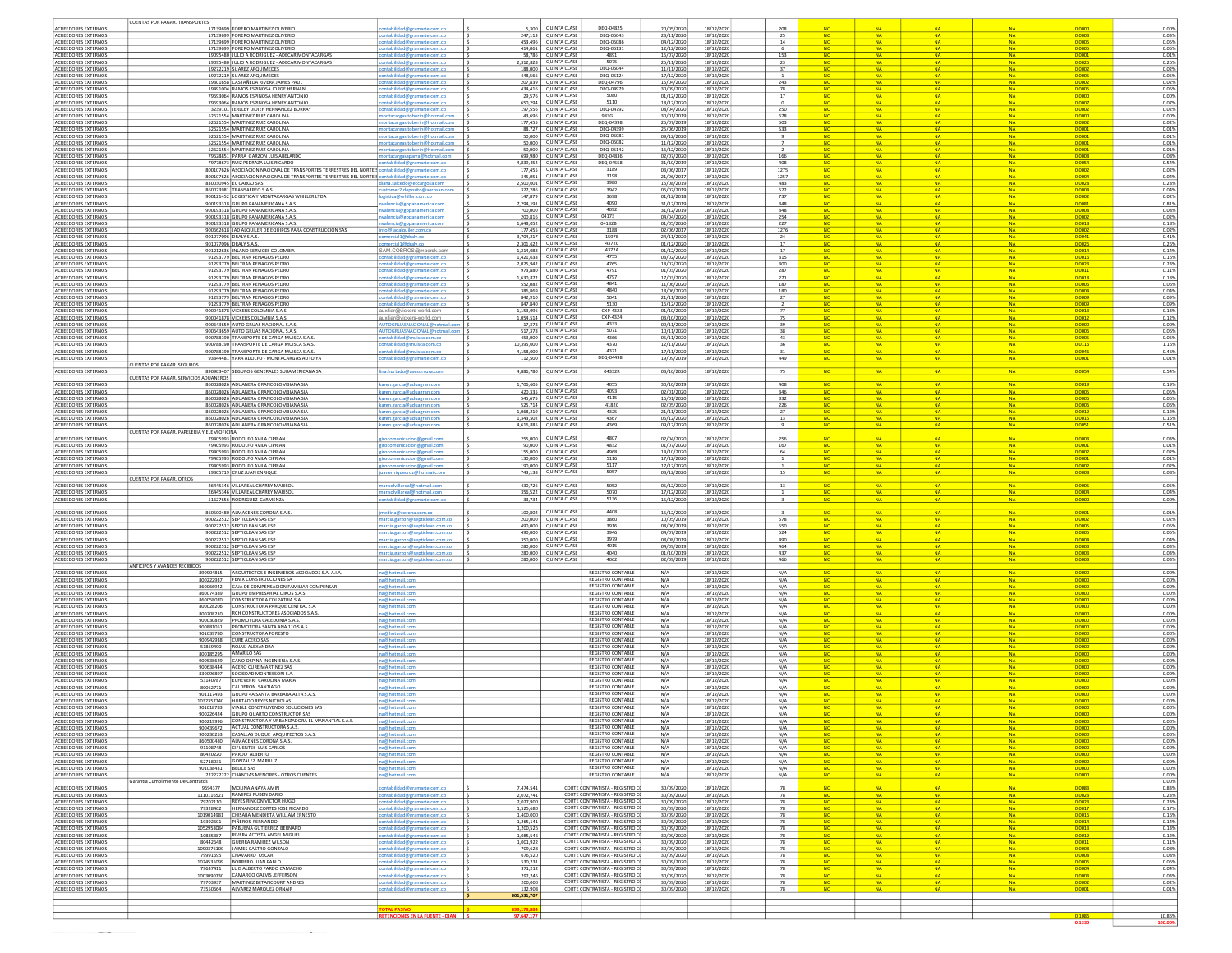| Tipo | NIT | Nombre | Correo | | Valor | Clase | Documento | Fecha | Fecha corte | Días | | | | | Índice | % |
|---|---|---|---|---|---|---|---|---|---|---|---|---|---|---|---|---|
| | CUENTAS POR PAGAR. TRANSPORTES | | | | | | | | | | | | | | | |
| ACREEDORES EXTERNOS | 17139699 | FORERO MARTINEZ OLIVERIO | contabilidad@gramarte.com.co | $ | 5,300 | QUINTA CLASE | DEQ-04825 | 20/05/2020 | 18/12/2020 | 208 | NO | NA | NA | NA | 0.0000 | 0.00% |
| ACREEDORES EXTERNOS | 17139699 | FORERO MARTINEZ OLIVERIO | contabilidad@gramarte.com.co | $ | 247,113 | QUINTA CLASE | DEQ-05043 | 23/11/2020 | 18/12/2020 | 25 | NO | NA | NA | NA | 0.0003 | 0.03% |
| ACREEDORES EXTERNOS | 17139699 | FORERO MARTINEZ OLIVERIO | contabilidad@gramarte.com.co | $ | 453,496 | QUINTA CLASE | DEQ-05086 | 04/12/2020 | 18/12/2020 | 14 | NO | NA | NA | NA | 0.0005 | 0.05% |
| ACREEDORES EXTERNOS | 17139699 | FORERO MARTINEZ OLIVERIO | contabilidad@gramarte.com.co | $ | 414,061 | QUINTA CLASE | DEQ-05131 | 12/12/2020 | 18/12/2020 | 6 | NO | NA | NA | NA | 0.0005 | 0.05% |
| ACREEDORES EXTERNOS | 19095480 | JULIO A RODRIGUEZ - ADECAR MONTACARGAS | contabilidad@gramarte.com.co | $ | 58,786 | QUINTA CLASE | 4801 | 15/07/2020 | 18/12/2020 | 153 | NO | NA | NA | NA | 0.0001 | 0.01% |
| ACREEDORES EXTERNOS | 19095480 | JULIO A RODRIGUEZ - ADECAR MONTACARGAS | contabilidad@gramarte.com.co | $ | 2,312,828 | QUINTA CLASE | 5075 | 25/11/2020 | 18/12/2020 | 23 | NO | NA | NA | NA | 0.0026 | 0.26% |
| ACREEDORES EXTERNOS | 19272219 | SUAREZ ARQUIMEDES | contabilidad@gramarte.com.co | $ | 188,000 | QUINTA CLASE | DEQ-05044 | 11/11/2020 | 18/12/2020 | 37 | NO | NA | NA | NA | 0.0002 | 0.02% |
| ACREEDORES EXTERNOS | 19272219 | SUAREZ ARQUIMEDES | contabilidad@gramarte.com.co | $ | 448,566 | QUINTA CLASE | DEQ-05124 | 17/12/2020 | 18/12/2020 | 1 | NO | NA | NA | NA | 0.0005 | 0.05% |
| ACREEDORES EXTERNOS | 19301658 | CASTAÑEDA RIVERA JAMES PAUL | contabilidad@gramarte.com.co | $ | 207,839 | QUINTA CLASE | DEQ-04796 | 15/04/2020 | 18/12/2020 | 243 | NO | NA | NA | NA | 0.0002 | 0.02% |
| ACREEDORES EXTERNOS | 19491004 | RAMOS ESPINOSA JORGE HERNAN | contabilidad@gramarte.com.co | $ | 434,416 | QUINTA CLASE | DEQ-04979 | 30/09/2020 | 18/12/2020 | 78 | NO | NA | NA | NA | 0.0005 | 0.05% |
| ACREEDORES EXTERNOS | 79693064 | RAMOS ESPINOSA HENRY ANTONIO | contabilidad@gramarte.com.co | $ | 29,576 | QUINTA CLASE | 5080 | 01/12/2020 | 18/12/2020 | 17 | NO | NA | NA | NA | 0.0000 | 0.00% |
| ACREEDORES EXTERNOS | 79693064 | RAMOS ESPINOSA HENRY ANTONIO | contabilidad@gramarte.com.co | $ | 650,294 | QUINTA CLASE | 5110 | 18/12/2020 | 18/12/2020 | 0 | NO | NA | NA | NA | 0.0007 | 0.07% |
| ACREEDORES EXTERNOS | 3239101 | JERLLEY DIEHEH HERNANDEZ BORRAY | contabilidad@gramarte.com.co | $ | 197,556 | QUINTA CLASE | DEQ-04792 | 08/04/2020 | 18/12/2020 | 250 | NO | NA | NA | NA | 0.0002 | 0.02% |
| ACREEDORES EXTERNOS | 52621554 | MARTINEZ RUIZ CAROLINA | montacargas.toberin@hotmail.com | $ | 43,696 | QUINTA CLASE | 983G | 30/01/2019 | 18/12/2020 | 678 | NO | NA | NA | NA | 0.0000 | 0.00% |
| ACREEDORES EXTERNOS | 52621554 | MARTINEZ RUIZ CAROLINA | montacargas.toberin@hotmail.com | $ | 177,455 | QUINTA CLASE | DEQ-04998 | 25/07/2019 | 18/12/2020 | 503 | NO | NA | NA | NA | 0.0002 | 0.02% |
| ACREEDORES EXTERNOS | 52621554 | MARTINEZ RUIZ CAROLINA | montacargas.toberin@hotmail.com | $ | 88,727 | QUINTA CLASE | DEQ-04399 | 25/06/2019 | 18/12/2020 | 533 | NO | NA | NA | NA | 0.0001 | 0.01% |
| ACREEDORES EXTERNOS | 52621554 | MARTINEZ RUIZ CAROLINA | montacargas.toberin@hotmail.com | $ | 50,000 | QUINTA CLASE | DEQ-05081 | 09/12/2020 | 18/12/2020 | 9 | NO | NA | NA | NA | 0.0001 | 0.01% |
| ACREEDORES EXTERNOS | 52621554 | MARTINEZ RUIZ CAROLINA | montacargas.toberin@hotmail.com | $ | 50,000 | QUINTA CLASE | DEQ-05082 | 11/12/2020 | 18/12/2020 | 7 | NO | NA | NA | NA | 0.0001 | 0.01% |
| ACREEDORES EXTERNOS | 52621554 | MARTINEZ RUIZ CAROLINA | montacargas.toberin@hotmail.com | $ | 50,000 | QUINTA CLASE | DEQ-05142 | 16/12/2020 | 18/12/2020 | 2 | NO | NA | NA | NA | 0.0001 | 0.01% |
| ACREEDORES EXTERNOS | 79628851 | PARRA GARZON LUIS ABELARDO | montacargasparra@hotmail.com | $ | 699,980 | QUINTA CLASE | DEQ-04836 | 02/07/2020 | 18/12/2020 | 166 | NO | NA | NA | NA | 0.0008 | 0.08% |
| ACREEDORES EXTERNOS | 79778673 | RUIZ PEDRAZA LUIS RICARDO | contabilidad@gramarte.com.co | $ | 4,839,452 | QUINTA CLASE | DEQ-04558 | 31/10/2019 | 18/12/2020 | 408 | NO | NA | NA | NA | 0.0054 | 0.54% |
| ACREEDORES EXTERNOS | 800107626 | ASOCIACION NACIONAL DE TRANSPORTES TERRESTRES DEL NORTE S | contabilidad@gramarte.com.co | $ | 177,455 | QUINTA CLASE | 3189 | 03/06/2017 | 18/12/2020 | 1275 | NO | NA | NA | NA | 0.0002 | 0.02% |
| ACREEDORES EXTERNOS | 800107626 | ASOCIACION NACIONAL DE TRANSPORTES TERRESTRES DEL NORTE S | contabilidad@gramarte.com.co | $ | 345,051 | QUINTA CLASE | 3198 | 21/06/2017 | 18/12/2020 | 1257 | NO | NA | NA | NA | 0.0004 | 0.04% |
| ACREEDORES EXTERNOS | 830030945 | EC CARGO SAS | diana.salcedo@eccargosa.com | $ | 2,500,001 | QUINTA CLASE | 3980 | 15/08/2019 | 18/12/2020 | 483 | NO | NA | NA | NA | 0.0028 | 0.28% |
| ACREEDORES EXTERNOS | 860023981 | TRANSAEREO S.A.S. | customer2.deposito@aerosan.com | $ | 327,286 | QUINTA CLASE | 3942 | 06/07/2019 | 18/12/2020 | 522 | NO | NA | NA | NA | 0.0004 | 0.04% |
| ACREEDORES EXTERNOS | 900121452 | LOGISTICA Y MONTACARGAS WHILLER LTDA | logistica@whiller.com.co | $ | 147,879 | QUINTA CLASE | 3698 | 01/12/2018 | 18/12/2020 | 737 | NO | NA | NA | NA | 0.0002 | 0.02% |
| ACREEDORES EXTERNOS | 900193318 | GRUPO PANAMERICANA S.A.S. | nvalencia@gopanamerica.com | $ | 7,294,191 | QUINTA CLASE | 4090 | 31/12/2019 | 18/12/2020 | 348 | NO | NA | NA | NA | 0.0081 | 0.81% |
| ACREEDORES EXTERNOS | 900193318 | GRUPO PANAMERICANA S.A.S. | nvalencia@gopanamerica.com | $ | 700,000 | QUINTA CLASE | 4092 | 31/12/2019 | 18/12/2020 | 348 | NO | NA | NA | NA | 0.0008 | 0.08% |
| ACREEDORES EXTERNOS | 900193318 | GRUPO PANAMERICANA S.A.S. | nvalencia@gopanamerica.com | $ | 200,816 | QUINTA CLASE | 04173 | 04/04/2020 | 18/12/2020 | 254 | NO | NA | NA | NA | 0.0002 | 0.02% |
| ACREEDORES EXTERNOS | 900193318 | GRUPO PANAMERICANA S.A.S. | nvalencia@gopanamerica.com | $ | 1,648,052 | QUINTA CLASE | 041828 | 01/05/2020 | 18/12/2020 | 227 | NO | NA | NA | NA | 0.0018 | 0.18% |
| ACREEDORES EXTERNOS | 900662618 | JAD ALQUILER DE EQUIPOS PARA CONSTRUCCION SAS | info@jadalquiler.com.co | $ | 177,455 | QUINTA CLASE | 3188 | 02/06/2017 | 18/12/2020 | 1276 | NO | NA | NA | NA | 0.0002 | 0.02% |
| ACREEDORES EXTERNOS | 901077096 | DRALY S.A.S. | comercial1@draly.co | $ | 3,704,217 | QUINTA CLASE | 15978 | 24/11/2020 | 18/12/2020 | 24 | NO | NA | NA | NA | 0.0041 | 0.41% |
| ACREEDORES EXTERNOS | 901077096 | DRALY S.A.S. | comercial1@draly.co | $ | 2,301,622 | QUINTA CLASE | 4372C | 01/12/2020 | 18/12/2020 | 17 | NO | NA | NA | NA | 0.0026 | 0.26% |
| ACREEDORES EXTERNOS | 901212636 | INLAND SERVICES COLOMBIA | BAM.COBROS@maersk.com | $ | 1,214,088 | QUINTA CLASE | 4372A | 01/12/2020 | 18/12/2020 | 17 | NO | NA | NA | NA | 0.0014 | 0.14% |
| ACREEDORES EXTERNOS | 91293779 | BELTRAN PENAGOS PEDRO | contabilidad@gramarte.com.co | $ | 1,421,638 | QUINTA CLASE | 4755 | 03/02/2020 | 18/12/2020 | 315 | NO | NA | NA | NA | 0.0016 | 0.16% |
| ACREEDORES EXTERNOS | 91293779 | BELTRAN PENAGOS PEDRO | contabilidad@gramarte.com.co | $ | 2,025,942 | QUINTA CLASE | 4765 | 18/02/2020 | 18/12/2020 | 300 | NO | NA | NA | NA | 0.0023 | 0.23% |
| ACREEDORES EXTERNOS | 91293779 | BELTRAN PENAGOS PEDRO | contabilidad@gramarte.com.co | $ | 973,880 | QUINTA CLASE | 4791 | 01/03/2020 | 18/12/2020 | 287 | NO | NA | NA | NA | 0.0011 | 0.11% |
| ACREEDORES EXTERNOS | 91293779 | BELTRAN PENAGOS PEDRO | contabilidad@gramarte.com.co | $ | 1,630,872 | QUINTA CLASE | 4797 | 17/03/2020 | 18/12/2020 | 271 | NO | NA | NA | NA | 0.0018 | 0.18% |
| ACREEDORES EXTERNOS | 91293779 | BELTRAN PENAGOS PEDRO | contabilidad@gramarte.com.co | $ | 552,082 | QUINTA CLASE | 4841 | 11/06/2020 | 18/12/2020 | 187 | NO | NA | NA | NA | 0.0006 | 0.06% |
| ACREEDORES EXTERNOS | 91293779 | BELTRAN PENAGOS PEDRO | contabilidad@gramarte.com.co | $ | 386,869 | QUINTA CLASE | 4840 | 18/06/2020 | 18/12/2020 | 180 | NO | NA | NA | NA | 0.0004 | 0.04% |
| ACREEDORES EXTERNOS | 91293779 | BELTRAN PENAGOS PEDRO | contabilidad@gramarte.com.co | $ | 842,910 | QUINTA CLASE | 5041 | 21/11/2020 | 18/12/2020 | 27 | NO | NA | NA | NA | 0.0009 | 0.09% |
| ACREEDORES EXTERNOS | 91293779 | BELTRAN PENAGOS PEDRO | contabilidad@gramarte.com.co | $ | 847,840 | QUINTA CLASE | 5130 | 16/12/2020 | 18/12/2020 | 2 | NO | NA | NA | NA | 0.0009 | 0.09% |
| ACREEDORES EXTERNOS | 900041878 | VICKERS COLOMBIA S.A.S. | auxiliar@vickers-world.com | $ | 1,159,996 | QUINTA CLASE | CXP-4323 | 01/10/2020 | 18/12/2020 | 77 | NO | NA | NA | NA | 0.0013 | 0.13% |
| ACREEDORES EXTERNOS | 900041878 | VICKERS COLOMBIA S.A.S. | auxiliar@vickers-world.com | $ | 1,054,514 | QUINTA CLASE | CXP-4324 | 03/10/2020 | 18/12/2020 | 75 | NO | NA | NA | NA | 0.0012 | 0.12% |
| ACREEDORES EXTERNOS | 900643659 | AUTO GRUAS NACIONAL S.A.S. | AUTOGRUASNACIONAL@hotmail.com | $ | 17,378 | QUINTA CLASE | 4333 | 09/11/2020 | 18/12/2020 | 39 | NO | NA | NA | NA | 0.0000 | 0.00% |
| ACREEDORES EXTERNOS | 900643659 | AUTO GRUAS NACIONAL S.A.S. | AUTOGRUASNACIONAL@hotmail.com | $ | 517,378 | QUINTA CLASE | 5071 | 10/11/2020 | 18/12/2020 | 38 | NO | NA | NA | NA | 0.0006 | 0.06% |
| ACREEDORES EXTERNOS | 900788190 | TRANSPORTE DE CARGA MUISCA S.A.S. | contabilidad@muisca.com.co | $ | 453,000 | QUINTA CLASE | 4366 | 05/11/2020 | 18/12/2020 | 43 | NO | NA | NA | NA | 0.0005 | 0.05% |
| ACREEDORES EXTERNOS | 900788190 | TRANSPORTE DE CARGA MUISCA S.A.S. | contabilidad@muisca.com.co | $ | 10,395,000 | QUINTA CLASE | 4370 | 12/11/2020 | 18/12/2020 | 36 | NO | NA | NA | NA | 0.0116 | 1.16% |
| ACREEDORES EXTERNOS | 900788190 | TRANSPORTE DE CARGA MUISCA S.A.S. | contabilidad@muisca.com.co | $ | 4,158,000 | QUINTA CLASE | 4371 | 17/11/2020 | 18/12/2020 | 31 | NO | NA | NA | NA | 0.0046 | 0.46% |
| ACREEDORES EXTERNOS | 93344481 | YARA ADOLFO - MONTACARGAS AUTO YA | contabilidad@gramarte.com.co | $ | 112,500 | QUINTA CLASE | DEQ-04498 | 19/09/2019 | 18/12/2020 | 449 | NO | NA | NA | NA | 0.0001 | 0.01% |
| | CUENTAS POR PAGAR. SEGUROS | | | | | | | | | | | | | | | |
| ACREEDORES EXTERNOS | 890903407 | SEGUROS GENERALES SURAMERICANA SA | lina.hurtado@asesorsura.com | $ | 4,886,780 | QUINTA CLASE | 043328 | 03/10/2020 | 18/12/2020 | 75 | NO | NA | NA | NA | 0.0054 | 0.54% |
| | CUENTAS POR PAGAR. SERVICIOS ADUANEROS | | | | | | | | | | | | | | | |
| ACREEDORES EXTERNOS | 860028026 | ADUANERA GRANCOLOMBIANA SIA | karen.garcia@aduagran.com | $ | 1,706,605 | QUINTA CLASE | 4055 | 30/10/2019 | 18/12/2020 | 408 | NO | NA | NA | NA | 0.0019 | 0.19% |
| ACREEDORES EXTERNOS | 860028026 | ADUANERA GRANCOLOMBIANA SIA | karen.garcia@aduagran.com | $ | 420,335 | QUINTA CLASE | 4093 | 02/01/2020 | 18/12/2020 | 346 | NO | NA | NA | NA | 0.0005 | 0.05% |
| ACREEDORES EXTERNOS | 860028026 | ADUANERA GRANCOLOMBIANA SIA | karen.garcia@aduagran.com | $ | 545,675 | QUINTA CLASE | 4115 | 16/01/2020 | 18/12/2020 | 332 | NO | NA | NA | NA | 0.0006 | 0.06% |
| ACREEDORES EXTERNOS | 860028026 | ADUANERA GRANCOLOMBIANA SIA | karen.garcia@aduagran.com | $ | 525,714 | QUINTA CLASE | 4182C | 02/05/2020 | 18/12/2020 | 226 | NO | NA | NA | NA | 0.0006 | 0.06% |
| ACREEDORES EXTERNOS | 860028026 | ADUANERA GRANCOLOMBIANA SIA | karen.garcia@aduagran.com | $ | 1,068,219 | QUINTA CLASE | 4325 | 21/11/2020 | 18/12/2020 | 27 | NO | NA | NA | NA | 0.0012 | 0.12% |
| ACREEDORES EXTERNOS | 860028026 | ADUANERA GRANCOLOMBIANA SIA | karen.garcia@aduagran.com | $ | 1,343,502 | QUINTA CLASE | 4367 | 05/12/2020 | 18/12/2020 | 13 | NO | NA | NA | NA | 0.0015 | 0.15% |
| ACREEDORES EXTERNOS | 860028026 | ADUANERA GRANCOLOMBIANA SIA | karen.garcia@aduagran.com | $ | 4,616,885 | QUINTA CLASE | 4369 | 09/12/2020 | 18/12/2020 | 9 | NO | NA | NA | NA | 0.0051 | 0.51% |
| | CUENTAS POR PAGAR. PAPELERIA Y ELEM OFICINA | | | | | | | | | | | | | | | |
| ACREEDORES EXTERNOS | 79405993 | RODOLFO AVILA CIPRIAN | giroscomunicacion@gmail.com | $ | 255,000 | QUINTA CLASE | 4807 | 02/04/2020 | 18/12/2020 | 256 | NO | NA | NA | NA | 0.0003 | 0.03% |
| ACREEDORES EXTERNOS | 79405993 | RODOLFO AVILA CIPRIAN | giroscomunicacion@gmail.com | $ | 90,000 | QUINTA CLASE | 4832 | 01/07/2020 | 18/12/2020 | 167 | NO | NA | NA | NA | 0.0001 | 0.01% |
| ACREEDORES EXTERNOS | 79405993 | RODOLFO AVILA CIPRIAN | giroscomunicacion@gmail.com | $ | 155,000 | QUINTA CLASE | 4968 | 14/10/2020 | 18/12/2020 | 64 | NO | NA | NA | NA | 0.0002 | 0.02% |
| ACREEDORES EXTERNOS | 79405993 | RODOLFO AVILA CIPRIAN | giroscomunicacion@gmail.com | $ | 130,000 | QUINTA CLASE | 5116 | 17/12/2020 | 18/12/2020 | 1 | NO | NA | NA | NA | 0.0001 | 0.01% |
| ACREEDORES EXTERNOS | 79405993 | RODOLFO AVILA CIPRIAN | giroscomunicacion@gmail.com | $ | 190,000 | QUINTA CLASE | 5117 | 17/12/2020 | 18/12/2020 | 1 | NO | NA | NA | NA | 0.0002 | 0.02% |
| ACREEDORES EXTERNOS | 19305719 | CRUZ JUAN ENRIQUE | juanenriquecruz@hotmail.com | $ | 743,138 | QUINTA CLASE | 5057 | 03/12/2020 | 18/12/2020 | 15 | NO | NA | NA | NA | 0.0008 | 0.08% |
| | CUENTAS POR PAGAR. OTROS | | | | | | | | | | | | | | | |
| ACREEDORES EXTERNOS | 26445346 | VILLAREAL CHARRY MARISOL | marisolvillareal@hotmail.com | $ | 430,726 | QUINTA CLASE | 5052 | 05/12/2020 | 18/12/2020 | 13 | NO | NA | NA | NA | 0.0005 | 0.05% |
| ACREEDORES EXTERNOS | 26445346 | VILLAREAL CHARRY MARISOL | marisolvillareal@hotmail.com | $ | 356,522 | QUINTA CLASE | 5070 | 17/12/2020 | 18/12/2020 | 1 | NO | NA | NA | NA | 0.0004 | 0.04% |
| ACREEDORES EXTERNOS | 51627656 | RODRIGUEZ CARMENZA | contabilidad@gramarte.com.co | $ | 33,734 | QUINTA CLASE | 5136 | 15/12/2020 | 18/12/2020 | 3 | NO | NA | NA | NA | 0.0000 | 0.00% |
| ACREEDORES EXTERNOS | 860500480 | ALMACENES CORONA S.A.S. | jmedina@corona.com.co | $ | 100,802 | QUINTA CLASE | 4408 | 15/12/2020 | 18/12/2020 | 3 | NO | NA | NA | NA | 0.0001 | 0.01% |
| ACREEDORES EXTERNOS | 900222512 | SEPTICLEAN SAS ESP | marcia.garzon@septiclean.com.co | $ | 200,000 | QUINTA CLASE | 3860 | 10/05/2019 | 18/12/2020 | 578 | NO | NA | NA | NA | 0.0002 | 0.02% |
| ACREEDORES EXTERNOS | 900222512 | SEPTICLEAN SAS ESP | marcia.garzon@septiclean.com.co | $ | 490,000 | QUINTA CLASE | 3916 | 08/06/2019 | 18/12/2020 | 550 | NO | NA | NA | NA | 0.0005 | 0.05% |
| ACREEDORES EXTERNOS | 900222512 | SEPTICLEAN SAS ESP | marcia.garzon@septiclean.com.co | $ | 490,000 | QUINTA CLASE | 3946 | 04/07/2019 | 18/12/2020 | 524 | NO | NA | NA | NA | 0.0005 | 0.05% |
| ACREEDORES EXTERNOS | 900222512 | SEPTICLEAN SAS ESP | marcia.garzon@septiclean.com.co | $ | 350,000 | QUINTA CLASE | 3979 | 08/08/2019 | 18/12/2020 | 490 | NO | NA | NA | NA | 0.0004 | 0.04% |
| ACREEDORES EXTERNOS | 900222512 | SEPTICLEAN SAS ESP | marcia.garzon@septiclean.com.co | $ | 280,000 | QUINTA CLASE | 4015 | 04/09/2019 | 18/12/2020 | 464 | NO | NA | NA | NA | 0.0003 | 0.03% |
| ACREEDORES EXTERNOS | 900222512 | SEPTICLEAN SAS ESP | marcia.garzon@septiclean.com.co | $ | 280,000 | QUINTA CLASE | 4040 | 01/10/2019 | 18/12/2020 | 437 | NO | NA | NA | NA | 0.0003 | 0.03% |
| ACREEDORES EXTERNOS | 900222512 | SEPTICLEAN SAS ESP | marcia.garzon@septiclean.com.co | $ | 280,000 | QUINTA CLASE | 4062 | 02/09/2019 | 18/12/2020 | 466 | NO | NA | NA | NA | 0.0003 | 0.03% |
| | ANTICIPOS Y AVANCES RECIBIDOS | | | | | | | | | | | | | | | |
| ACREEDORES EXTERNOS | 890904815 | ARQUITECTOS E INGENIEROS ASOCIADOS S.A. A.I.A. | na@hotmail.com | | | | REGISTRO CONTABLE | N/A | 18/12/2020 | N/A | NO | NA | NA | NA | 0.0000 | 0.00% |
| ACREEDORES EXTERNOS | 800222937 | FENIX CONSTRUCCIONES SA | na@hotmail.com | | | | REGISTRO CONTABLE | N/A | 18/12/2020 | N/A | NO | NA | NA | NA | 0.0000 | 0.00% |
| ACREEDORES EXTERNOS | 860066942 | CAJA DE COMPENSACION FAMILIAR COMPENSAR | na@hotmail.com | | | | REGISTRO CONTABLE | N/A | 18/12/2020 | N/A | NO | NA | NA | NA | 0.0000 | 0.00% |
| ACREEDORES EXTERNOS | 860074389 | GRUPO EMPRESARIAL OIKOS S.A.S. | na@hotmail.com | | | | REGISTRO CONTABLE | N/A | 18/12/2020 | N/A | NO | NA | NA | NA | 0.0000 | 0.00% |
| ACREEDORES EXTERNOS | 860058070 | CONSTRUCTORA COLPATRIA S.A. | na@hotmail.com | | | | REGISTRO CONTABLE | N/A | 18/12/2020 | N/A | NO | NA | NA | NA | 0.0000 | 0.00% |
| ACREEDORES EXTERNOS | 800028206 | CONSTRUCTORA PARQUE CENTRAL S.A. | na@hotmail.com | | | | REGISTRO CONTABLE | N/A | 18/12/2020 | N/A | NO | NA | NA | NA | 0.0000 | 0.00% |
| ACREEDORES EXTERNOS | 800208210 | RCH CONSTRUCTORES ASOCIADOS S.A.S. | na@hotmail.com | | | | REGISTRO CONTABLE | N/A | 18/12/2020 | N/A | NO | NA | NA | NA | 0.0000 | 0.00% |
| ACREEDORES EXTERNOS | 900090829 | PROMOTORA CALEDONIA S.A.S. | na@hotmail.com | | | | REGISTRO CONTABLE | N/A | 18/12/2020 | N/A | NO | NA | NA | NA | 0.0000 | 0.00% |
| ACREEDORES EXTERNOS | 900881051 | PROMOTORA SANTA ANA 110 S.A.S. | na@hotmail.com | | | | REGISTRO CONTABLE | N/A | 18/12/2020 | N/A | NO | NA | NA | NA | 0.0000 | 0.00% |
| ACREEDORES EXTERNOS | 901039780 | CONSTRUCTORA FORESTO | na@hotmail.com | | | | REGISTRO CONTABLE | N/A | 18/12/2020 | N/A | NO | NA | NA | NA | 0.0000 | 0.00% |
| ACREEDORES EXTERNOS | 900942938 | CUBE ACERO SAS | na@hotmail.com | | | | REGISTRO CONTABLE | N/A | 18/12/2020 | N/A | NO | NA | NA | NA | 0.0000 | 0.00% |
| ACREEDORES EXTERNOS | 51869490 | ROJAS ALEXANDRA | na@hotmail.com | | | | REGISTRO CONTABLE | N/A | 18/12/2020 | N/A | NO | NA | NA | NA | 0.0000 | 0.00% |
| ACREEDORES EXTERNOS | 800185295 | AMARILO SAS | na@hotmail.com | | | | REGISTRO CONTABLE | N/A | 18/12/2020 | N/A | NO | NA | NA | NA | 0.0000 | 0.00% |
| ACREEDORES EXTERNOS | 900538629 | CANO OSPINA INGENIERIA S.A.S. | na@hotmail.com | | | | REGISTRO CONTABLE | N/A | 18/12/2020 | N/A | NO | NA | NA | NA | 0.0000 | 0.00% |
| ACREEDORES EXTERNOS | 900638444 | ACERO CURE MARTINEZ SAS | na@hotmail.com | | | | REGISTRO CONTABLE | N/A | 18/12/2020 | N/A | NO | NA | NA | NA | 0.0000 | 0.00% |
| ACREEDORES EXTERNOS | 830096897 | SOCIEDAD MONTESSORI S.A. | na@hotmail.com | | | | REGISTRO CONTABLE | N/A | 18/12/2020 | N/A | NO | NA | NA | NA | 0.0000 | 0.00% |
| ACREEDORES EXTERNOS | 53140787 | ECHEVERRI CAROLINA MARIA | na@hotmail.com | | | | REGISTRO CONTABLE | N/A | 18/12/2020 | N/A | NO | NA | NA | NA | 0.0000 | 0.00% |
| ACREEDORES EXTERNOS | 80062771 | CALDERON SANTIAGO | na@hotmail.com | | | | REGISTRO CONTABLE | N/A | 18/12/2020 | N/A | NO | NA | NA | NA | 0.0000 | 0.00% |
| ACREEDORES EXTERNOS | 901117493 | GRUPO 4A SANTA BARBARA ALTA S.A.S. | na@hotmail.com | | | | REGISTRO CONTABLE | N/A | 18/12/2020 | N/A | NO | NA | NA | NA | 0.0000 | 0.00% |
| ACREEDORES EXTERNOS | 1032357740 | HURTADO REYES NICHOLAS | na@hotmail.com | | | | REGISTRO CONTABLE | N/A | 18/12/2020 | N/A | NO | NA | NA | NA | 0.0000 | 0.00% |
| ACREEDORES EXTERNOS | 901018783 | VIABLE CONSTRUYENDO SOLUCIONES SAS | na@hotmail.com | | | | REGISTRO CONTABLE | N/A | 18/12/2020 | N/A | NO | NA | NA | NA | 0.0000 | 0.00% |
| ACREEDORES EXTERNOS | 900226424 | GRUPO CUARTO CONSTRUCTOR SAS | na@hotmail.com | | | | REGISTRO CONTABLE | N/A | 18/12/2020 | N/A | NO | NA | NA | NA | 0.0000 | 0.00% |
| ACREEDORES EXTERNOS | 900219996 | CONSTRUCTORA Y URBANIZADORA EL MANANTIAL S.A.S. | na@hotmail.com | | | | REGISTRO CONTABLE | N/A | 18/12/2020 | N/A | NO | NA | NA | NA | 0.0000 | 0.00% |
| ACREEDORES EXTERNOS | 900439672 | ACTUAL CONSTRUCTORA S.A.S. | na@hotmail.com | | | | REGISTRO CONTABLE | N/A | 18/12/2020 | N/A | NO | NA | NA | NA | 0.0000 | 0.00% |
| ACREEDORES EXTERNOS | 900230253 | CASALLAS DUQUE ARQUITECTOS S.A.S. | na@hotmail.com | | | | REGISTRO CONTABLE | N/A | 18/12/2020 | N/A | NO | NA | NA | NA | 0.0000 | 0.00% |
| ACREEDORES EXTERNOS | 860500480 | ALMACENES CORONA S.A.S. | na@hotmail.com | | | | REGISTRO CONTABLE | N/A | 18/12/2020 | N/A | NO | NA | NA | NA | 0.0000 | 0.00% |
| ACREEDORES EXTERNOS | 91108748 | CIFUENTES LUIS CARLOS | na@hotmail.com | | | | REGISTRO CONTABLE | N/A | 18/12/2020 | N/A | NO | NA | NA | NA | 0.0000 | 0.00% |
| ACREEDORES EXTERNOS | 80420220 | PARDO ALBERTO | na@hotmail.com | | | | REGISTRO CONTABLE | N/A | 18/12/2020 | N/A | NO | NA | NA | NA | 0.0000 | 0.00% |
| ACREEDORES EXTERNOS | 52718031 | GONZALEZ MARILUZ | na@hotmail.com | | | | REGISTRO CONTABLE | N/A | 18/12/2020 | N/A | NO | NA | NA | NA | 0.0000 | 0.00% |
| ACREEDORES EXTERNOS | 901038431 | BELICE SAS | na@hotmail.com | | | | REGISTRO CONTABLE | N/A | 18/12/2020 | N/A | NO | NA | NA | NA | 0.0000 | 0.00% |
| ACREEDORES EXTERNOS | 222222222 | CUANTIAS MENORES - OTROS CLIENTES | na@hotmail.com | | | | REGISTRO CONTABLE | N/A | 18/12/2020 | N/A | NO | NA | NA | NA | 0.0000 | 0.00% |
| | Garantía Cumplimiento De Contratos | | | | | | | | | | | | | | | 0.00% |
| ACREEDORES EXTERNOS | 9694377 | MOLINA AYALA AMIN | contabilidad@gramarte.com.co | $ | 7,474,541 | | CORTE CONTRATISTA - REGISTRO C | 30/09/2020 | 18/12/2020 | 78 | NO | NA | NA | NA | 0.0083 | 0.83% |
| ACREEDORES EXTERNOS | 1110116521 | RAMIREZ RUBEN DARIO | contabilidad@gramarte.com.co | $ | 2,072,741 | | CORTE CONTRATISTA - REGISTRO C | 30/09/2020 | 18/12/2020 | 78 | NO | NA | NA | NA | 0.0023 | 0.23% |
| ACREEDORES EXTERNOS | 79702110 | REYES RINCON VICTOR HUGO | contabilidad@gramarte.com.co | $ | 2,027,900 | | CORTE CONTRATISTA - REGISTRO C | 30/09/2020 | 18/12/2020 | 78 | NO | NA | NA | NA | 0.0023 | 0.23% |
| ACREEDORES EXTERNOS | 79328462 | HERNANDEZ CORTES JOSE RICARDO | contabilidad@gramarte.com.co | $ | 1,525,680 | | CORTE CONTRATISTA - REGISTRO C | 30/09/2020 | 18/12/2020 | 78 | NO | NA | NA | NA | 0.0017 | 0.17% |
| ACREEDORES EXTERNOS | 1019014981 | CHISABA MENDIETA WILLIAM ERNESTO | contabilidad@gramarte.com.co | $ | 1,400,000 | | CORTE CONTRATISTA - REGISTRO C | 30/09/2020 | 18/12/2020 | 78 | NO | NA | NA | NA | 0.0016 | 0.16% |
| ACREEDORES EXTERNOS | 19392601 | PIÑEROS FERNANDO | contabilidad@gramarte.com.co | $ | 1,265,141 | | CORTE CONTRATISTA - REGISTRO C | 30/09/2020 | 18/12/2020 | 78 | NO | NA | NA | NA | 0.0014 | 0.14% |
| ACREEDORES EXTERNOS | 1052958084 | PABUENA GUTIERREZ BERNARD | contabilidad@gramarte.com.co | $ | 1,200,526 | | CORTE CONTRATISTA - REGISTRO C | 30/09/2020 | 18/12/2020 | 78 | NO | NA | NA | NA | 0.0013 | 0.13% |
| ACREEDORES EXTERNOS | 10885387 | RIVERA ACOSTA ANGEL MIGUEL | contabilidad@gramarte.com.co | $ | 1,085,546 | | CORTE CONTRATISTA - REGISTRO C | 30/09/2020 | 18/12/2020 | 78 | NO | NA | NA | NA | 0.0012 | 0.12% |
| ACREEDORES EXTERNOS | 80422648 | GUERRA RAMIREZ WILSON | contabilidad@gramarte.com.co | $ | 1,001,922 | | CORTE CONTRATISTA - REGISTRO C | 30/09/2020 | 18/12/2020 | 78 | NO | NA | NA | NA | 0.0011 | 0.11% |
| ACREEDORES EXTERNOS | 1090376100 | JAIMES CASTRO GONZALO | contabilidad@gramarte.com.co | $ | 709,628 | | CORTE CONTRATISTA - REGISTRO C | 30/09/2020 | 18/12/2020 | 78 | NO | NA | NA | NA | 0.0008 | 0.08% |
| ACREEDORES EXTERNOS | 79991695 | CHAVARRO OSCAR | contabilidad@gramarte.com.co | $ | 676,520 | | CORTE CONTRATISTA - REGISTRO C | 30/09/2020 | 18/12/2020 | 78 | NO | NA | NA | NA | 0.0008 | 0.08% |
| ACREEDORES EXTERNOS | 1024515099 | BORRERO JUAN PABLO | contabilidad@gramarte.com.co | $ | 530,231 | | CORTE CONTRATISTA - REGISTRO C | 30/09/2020 | 18/12/2020 | 78 | NO | NA | NA | NA | 0.0006 | 0.06% |
| ACREEDORES EXTERNOS | 79637411 | LUIS ALBERTO PARDO CAMACHO | contabilidad@gramarte.com.co | $ | 371,212 | | CORTE CONTRATISTA - REGISTRO C | 30/09/2020 | 18/12/2020 | 78 | NO | NA | NA | NA | 0.0004 | 0.04% |
| ACREEDORES EXTERNOS | 1003090730 | CAMARGO GALVIS JEFFERSON | contabilidad@gramarte.com.co | $ | 292,245 | | CORTE CONTRATISTA - REGISTRO C | 30/09/2020 | 18/12/2020 | 78 | NO | NA | NA | NA | 0.0003 | 0.03% |
| ACREEDORES EXTERNOS | 79709937 | MARTINEZ BETANCOURT ANDRES | contabilidad@gramarte.com.co | $ | 200,000 | | CORTE CONTRATISTA - REGISTRO C | 30/09/2020 | 18/12/2020 | 78 | NO | NA | NA | NA | 0.0002 | 0.02% |
| ACREEDORES EXTERNOS | 73550664 | ALVAREZ MARQUEZ ORNAIR | contabilidad@gramarte.com.co | $ | 132,908 | | CORTE CONTRATISTA - REGISTRO C | 30/09/2020 | 18/12/2020 | 78 | NO | NA | NA | NA | 0.0001 | 0.01% |
| | | | | $ | 801,531,707 | | | | | | | | | | | |
| | | | TOTAL PASIVO | $ | 899,178,884 | | | | | | | | | | | |
| | | | RETENCIONES EN LA FUENTE - DIAN | $ | 97,647,177 | | | | | | | | | | 0.1086 | 10.86% |
| | | | | | | | | | | | | | | | 0.1330 | 100.00% |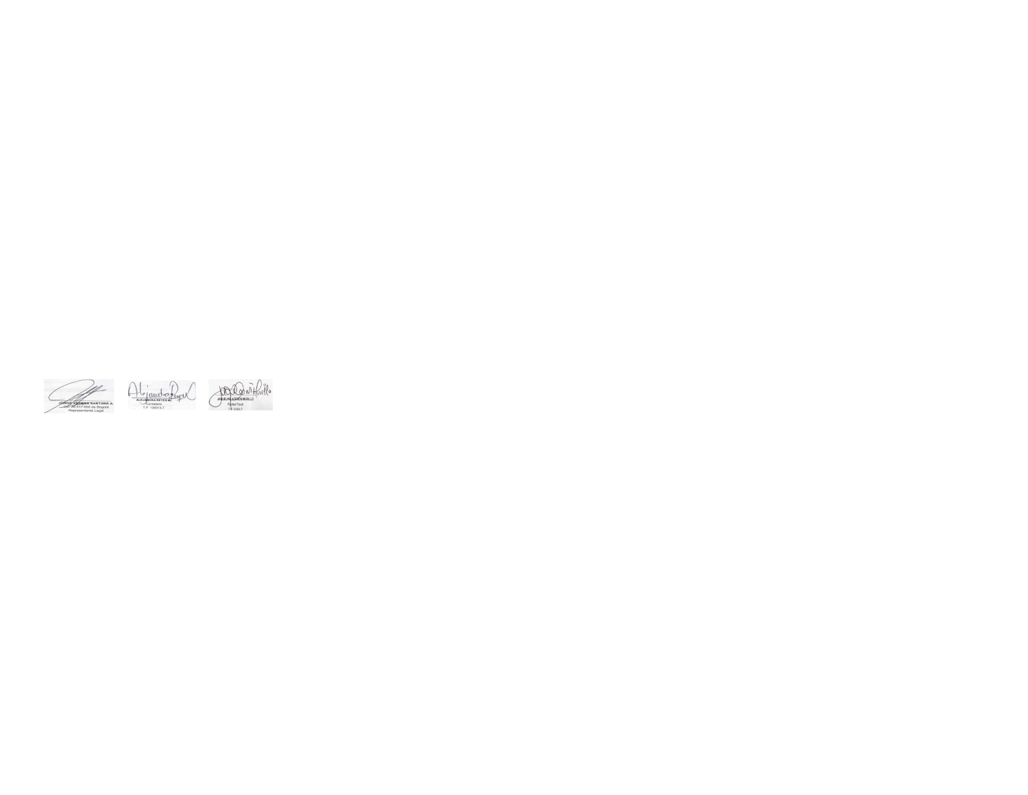JORGE ANDRES SANTANA A.
C.C. 79.517.656 de Bogotá
Representante Legal

ALEJANDRA REYES M.
Contadora
T.P. 130913-T

JAQUELINE ACERO MURILLO
Revisor Fiscal
T.P. ...